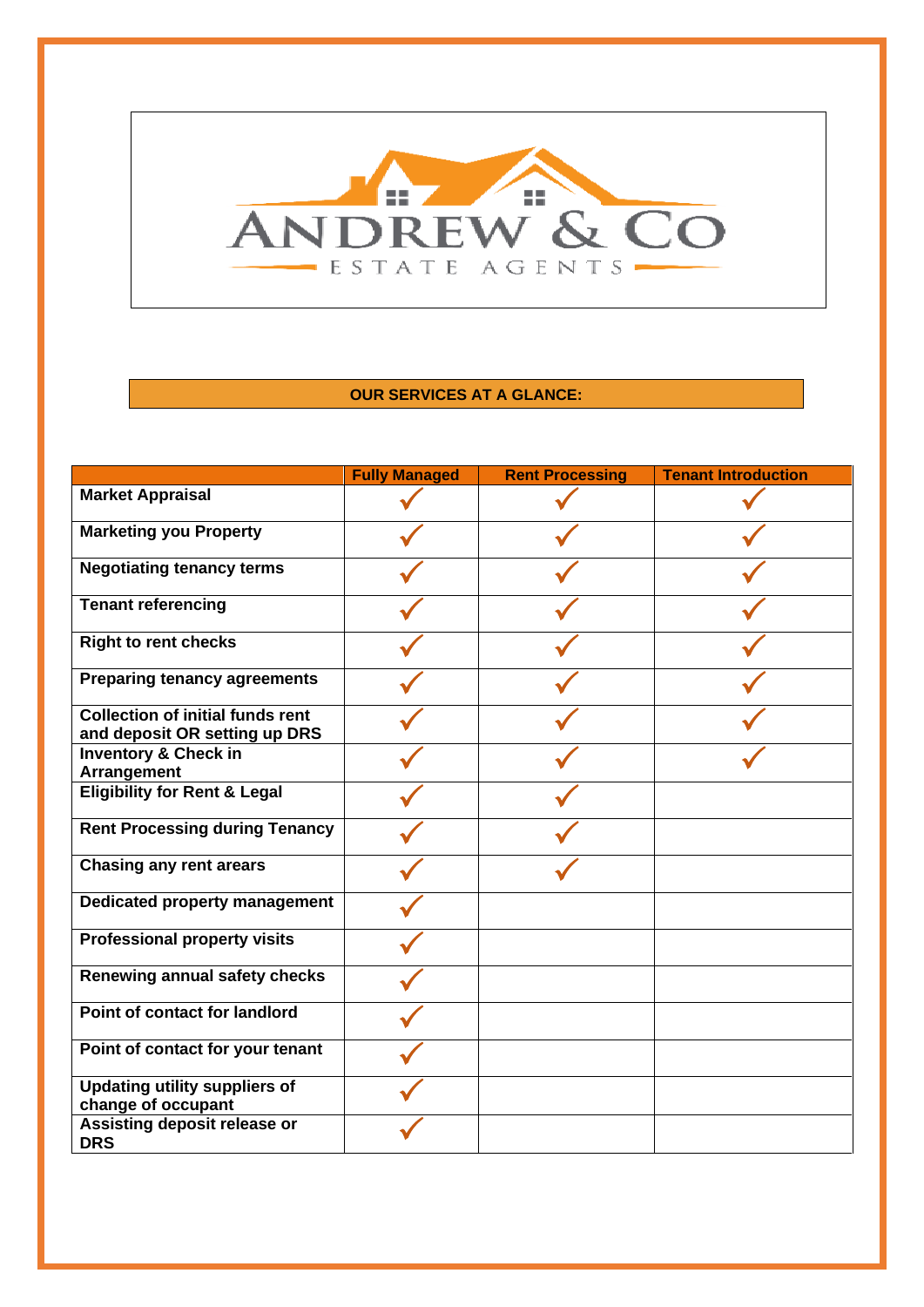ANDREW & CO

ESTATE AGENTS

## OUR SERVICES AT A GLANCE:

| | Fully Managed | Rent Processing | Tenant Introduction |
|---|---|---|---|
| **Market Appraisal** | ✓ | ✓ | ✓ |
| **Marketing you Property** | ✓ | ✓ | ✓ |
| **Negotiating tenancy terms** | ✓ | ✓ | ✓ |
| **Tenant referencing** | ✓ | ✓ | ✓ |
| **Right to rent checks** | ✓ | ✓ | ✓ |
| **Preparing tenancy agreements** | ✓ | ✓ | ✓ |
| **Collection of initial funds rent and deposit OR setting up DRS** | ✓ | ✓ | ✓ |
| **Inventory & Check in Arrangement** | ✓ | ✓ | ✓ |
| **Eligibility for Rent & Legal** | ✓ | ✓ | |
| **Rent Processing during Tenancy** | ✓ | ✓ | |
| **Chasing any rent arears** | ✓ | ✓ | |
| **Dedicated property management** | ✓ | | |
| **Professional property visits** | ✓ | | |
| **Renewing annual safety checks** | ✓ | | |
| **Point of contact for landlord** | ✓ | | |
| **Point of contact for your tenant** | ✓ | | |
| **Updating utility suppliers of change of occupant** | ✓ | | |
| **Assisting deposit release or DRS** | ✓ | | |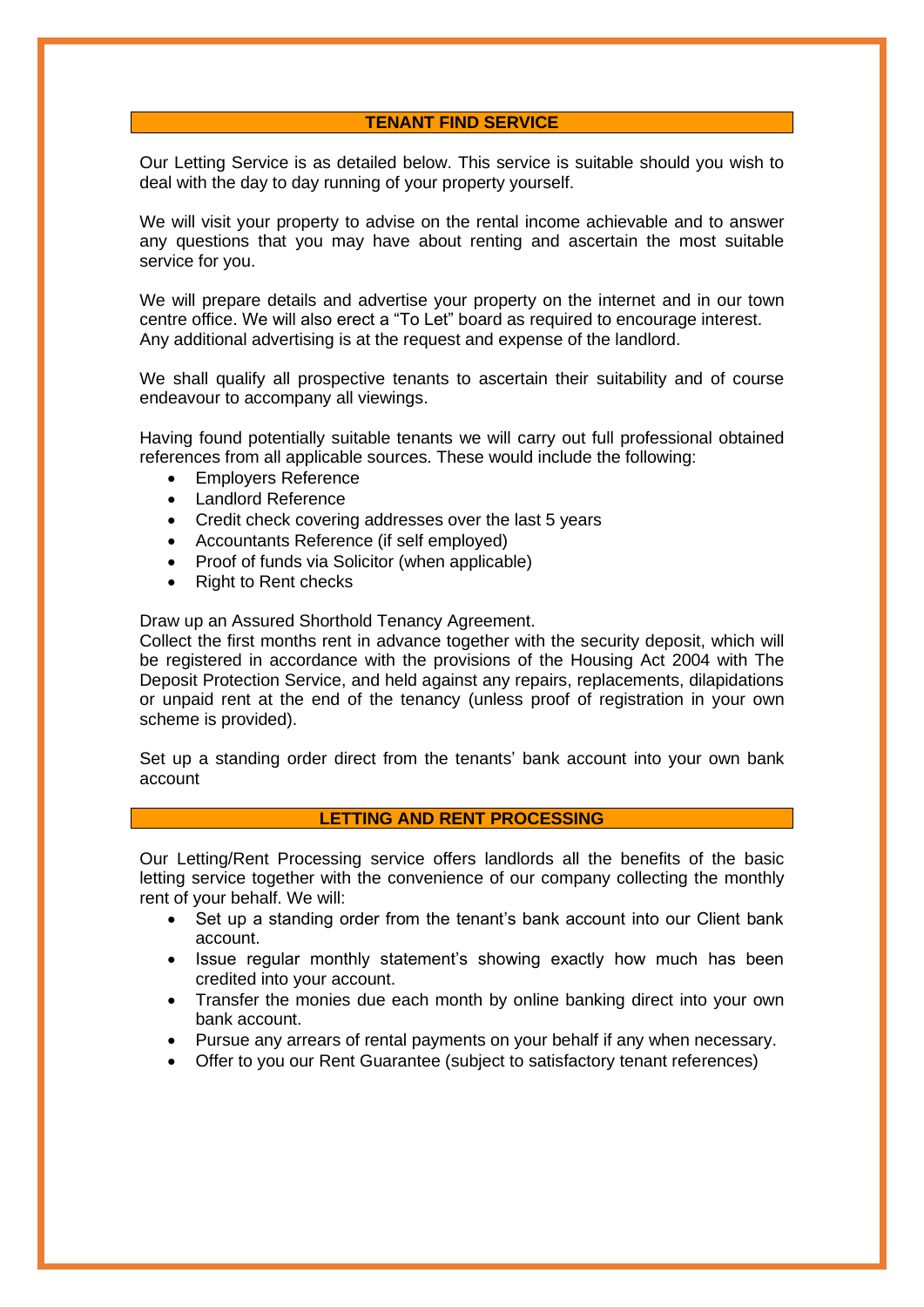## TENANT FIND SERVICE

Our Letting Service is as detailed below. This service is suitable should you wish to deal with the day to day running of your property yourself.

We will visit your property to advise on the rental income achievable and to answer any questions that you may have about renting and ascertain the most suitable service for you.

We will prepare details and advertise your property on the internet and in our town centre office. We will also erect a "To Let" board as required to encourage interest. Any additional advertising is at the request and expense of the landlord.

We shall qualify all prospective tenants to ascertain their suitability and of course endeavour to accompany all viewings.

Having found potentially suitable tenants we will carry out full professional obtained references from all applicable sources. These would include the following:

- Employers Reference
- Landlord Reference
- Credit check covering addresses over the last 5 years
- Accountants Reference (if self employed)
- Proof of funds via Solicitor (when applicable)
- Right to Rent checks

Draw up an Assured Shorthold Tenancy Agreement.
Collect the first months rent in advance together with the security deposit, which will be registered in accordance with the provisions of the Housing Act 2004 with The Deposit Protection Service, and held against any repairs, replacements, dilapidations or unpaid rent at the end of the tenancy (unless proof of registration in your own scheme is provided).

Set up a standing order direct from the tenants' bank account into your own bank account

## LETTING AND RENT PROCESSING

Our Letting/Rent Processing service offers landlords all the benefits of the basic letting service together with the convenience of our company collecting the monthly rent of your behalf. We will:

- Set up a standing order from the tenant's bank account into our Client bank account.
- Issue regular monthly statement's showing exactly how much has been credited into your account.
- Transfer the monies due each month by online banking direct into your own bank account.
- Pursue any arrears of rental payments on your behalf if any when necessary.
- Offer to you our Rent Guarantee (subject to satisfactory tenant references)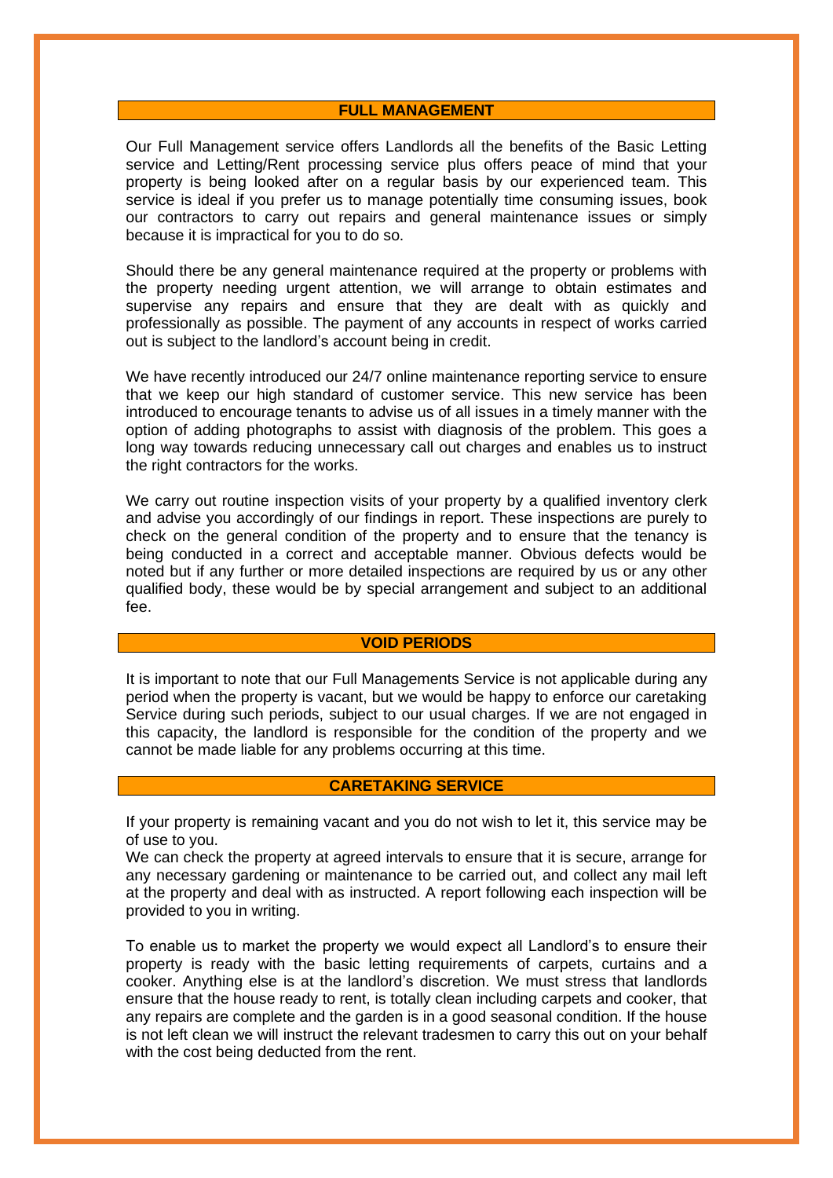## FULL MANAGEMENT

Our Full Management service offers Landlords all the benefits of the Basic Letting service and Letting/Rent processing service plus offers peace of mind that your property is being looked after on a regular basis by our experienced team. This service is ideal if you prefer us to manage potentially time consuming issues, book our contractors to carry out repairs and general maintenance issues or simply because it is impractical for you to do so.

Should there be any general maintenance required at the property or problems with the property needing urgent attention, we will arrange to obtain estimates and supervise any repairs and ensure that they are dealt with as quickly and professionally as possible. The payment of any accounts in respect of works carried out is subject to the landlord's account being in credit.

We have recently introduced our 24/7 online maintenance reporting service to ensure that we keep our high standard of customer service. This new service has been introduced to encourage tenants to advise us of all issues in a timely manner with the option of adding photographs to assist with diagnosis of the problem. This goes a long way towards reducing unnecessary call out charges and enables us to instruct the right contractors for the works.

We carry out routine inspection visits of your property by a qualified inventory clerk and advise you accordingly of our findings in report. These inspections are purely to check on the general condition of the property and to ensure that the tenancy is being conducted in a correct and acceptable manner. Obvious defects would be noted but if any further or more detailed inspections are required by us or any other qualified body, these would be by special arrangement and subject to an additional fee.

## VOID PERIODS

It is important to note that our Full Managements Service is not applicable during any period when the property is vacant, but we would be happy to enforce our caretaking Service during such periods, subject to our usual charges. If we are not engaged in this capacity, the landlord is responsible for the condition of the property and we cannot be made liable for any problems occurring at this time.

## CARETAKING SERVICE

If your property is remaining vacant and you do not wish to let it, this service may be of use to you.
We can check the property at agreed intervals to ensure that it is secure, arrange for any necessary gardening or maintenance to be carried out, and collect any mail left at the property and deal with as instructed. A report following each inspection will be provided to you in writing.

To enable us to market the property we would expect all Landlord's to ensure their property is ready with the basic letting requirements of carpets, curtains and a cooker. Anything else is at the landlord's discretion. We must stress that landlords ensure that the house ready to rent, is totally clean including carpets and cooker, that any repairs are complete and the garden is in a good seasonal condition. If the house is not left clean we will instruct the relevant tradesmen to carry this out on your behalf with the cost being deducted from the rent.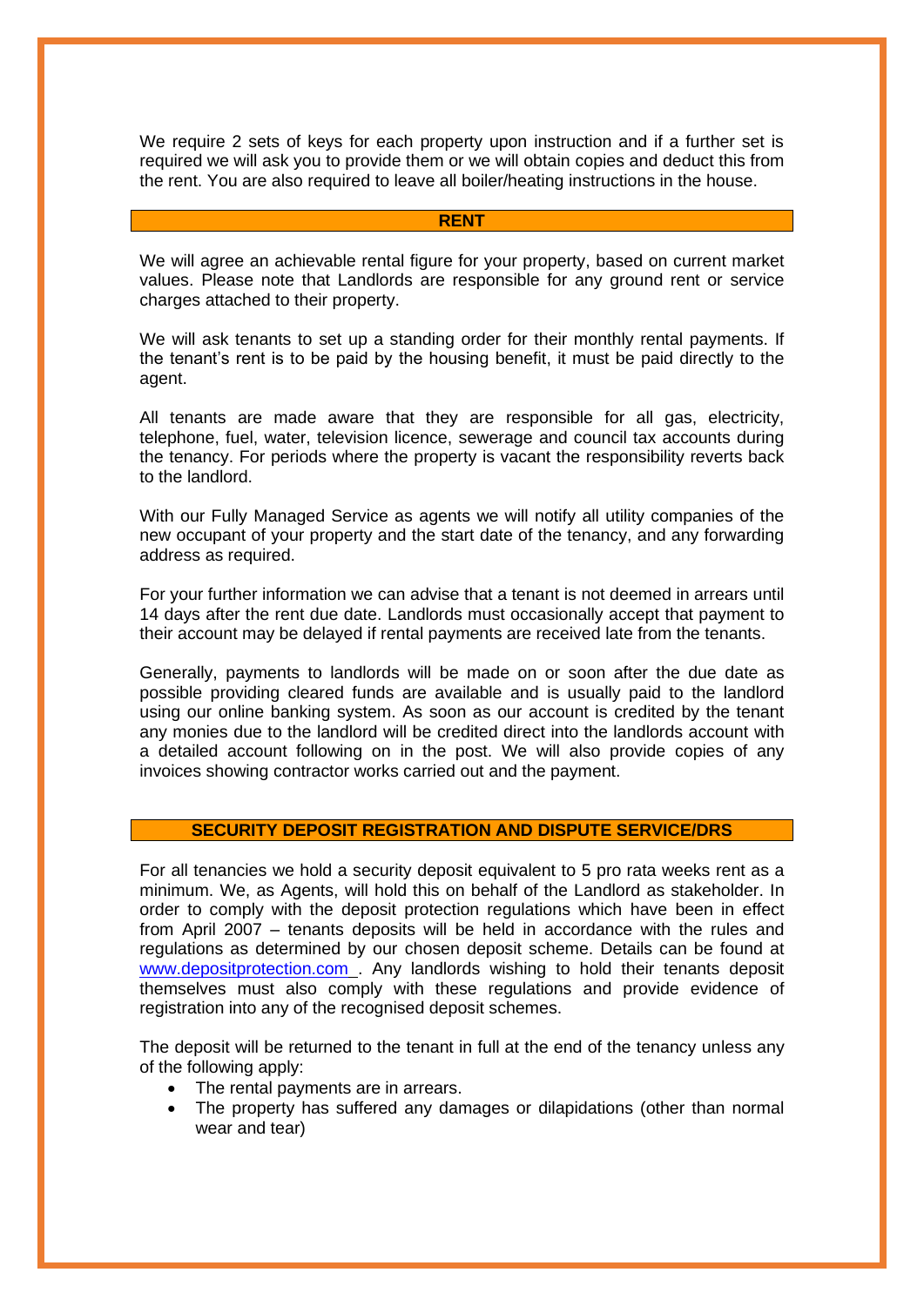We require 2 sets of keys for each property upon instruction and if a further set is required we will ask you to provide them or we will obtain copies and deduct this from the rent. You are also required to leave all boiler/heating instructions in the house.

## RENT

We will agree an achievable rental figure for your property, based on current market values. Please note that Landlords are responsible for any ground rent or service charges attached to their property.

We will ask tenants to set up a standing order for their monthly rental payments. If the tenant's rent is to be paid by the housing benefit, it must be paid directly to the agent.

All tenants are made aware that they are responsible for all gas, electricity, telephone, fuel, water, television licence, sewerage and council tax accounts during the tenancy. For periods where the property is vacant the responsibility reverts back to the landlord.

With our Fully Managed Service as agents we will notify all utility companies of the new occupant of your property and the start date of the tenancy, and any forwarding address as required.

For your further information we can advise that a tenant is not deemed in arrears until 14 days after the rent due date. Landlords must occasionally accept that payment to their account may be delayed if rental payments are received late from the tenants.

Generally, payments to landlords will be made on or soon after the due date as possible providing cleared funds are available and is usually paid to the landlord using our online banking system. As soon as our account is credited by the tenant any monies due to the landlord will be credited direct into the landlords account with a detailed account following on in the post. We will also provide copies of any invoices showing contractor works carried out and the payment.

## SECURITY DEPOSIT REGISTRATION AND DISPUTE SERVICE/DRS

For all tenancies we hold a security deposit equivalent to 5 pro rata weeks rent as a minimum. We, as Agents, will hold this on behalf of the Landlord as stakeholder. In order to comply with the deposit protection regulations which have been in effect from April 2007 – tenants deposits will be held in accordance with the rules and regulations as determined by our chosen deposit scheme. Details can be found at [www.depositprotection.com](http://www.depositprotection.com) . Any landlords wishing to hold their tenants deposit themselves must also comply with these regulations and provide evidence of registration into any of the recognised deposit schemes.

The deposit will be returned to the tenant in full at the end of the tenancy unless any of the following apply:

- The rental payments are in arrears.
- The property has suffered any damages or dilapidations (other than normal wear and tear)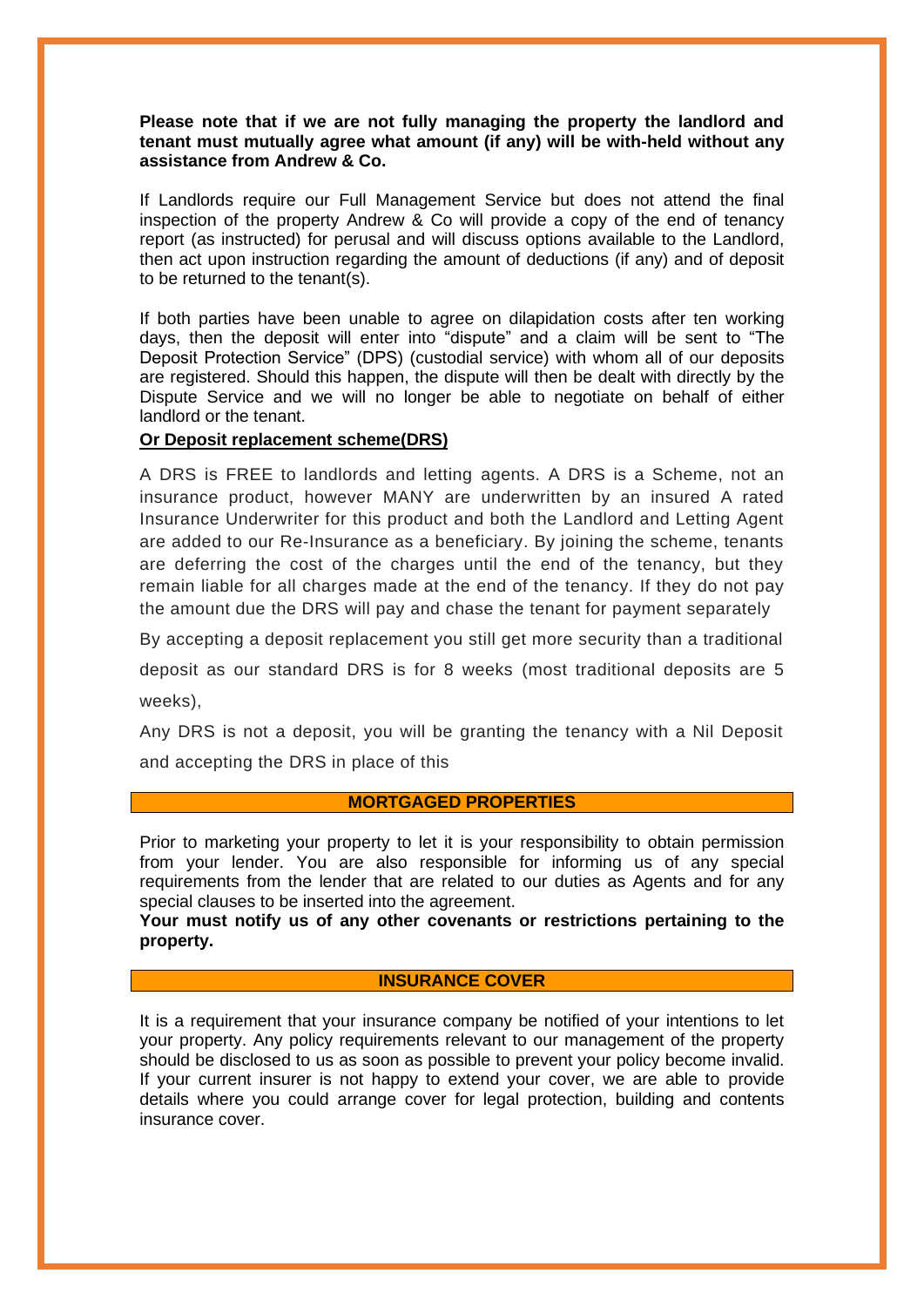**Please note that if we are not fully managing the property the landlord and tenant must mutually agree what amount (if any) will be with-held without any assistance from Andrew & Co.**

If Landlords require our Full Management Service but does not attend the final inspection of the property Andrew & Co will provide a copy of the end of tenancy report (as instructed) for perusal and will discuss options available to the Landlord, then act upon instruction regarding the amount of deductions (if any) and of deposit to be returned to the tenant(s).

If both parties have been unable to agree on dilapidation costs after ten working days, then the deposit will enter into "dispute" and a claim will be sent to "The Deposit Protection Service" (DPS) (custodial service) with whom all of our deposits are registered. Should this happen, the dispute will then be dealt with directly by the Dispute Service and we will no longer be able to negotiate on behalf of either landlord or the tenant.

**Or Deposit replacement scheme(DRS)**

A DRS is FREE to landlords and letting agents. A DRS is a Scheme, not an insurance product, however MANY are underwritten by an insured A rated Insurance Underwriter for this product and both the Landlord and Letting Agent are added to our Re-Insurance as a beneficiary. By joining the scheme, tenants are deferring the cost of the charges until the end of the tenancy, but they remain liable for all charges made at the end of the tenancy. If they do not pay the amount due the DRS will pay and chase the tenant for payment separately

By accepting a deposit replacement you still get more security than a traditional deposit as our standard DRS is for 8 weeks (most traditional deposits are 5 weeks),

Any DRS is not a deposit, you will be granting the tenancy with a Nil Deposit and accepting the DRS in place of this

## MORTGAGED PROPERTIES

Prior to marketing your property to let it is your responsibility to obtain permission from your lender. You are also responsible for informing us of any special requirements from the lender that are related to our duties as Agents and for any special clauses to be inserted into the agreement.

**Your must notify us of any other covenants or restrictions pertaining to the property.**

## INSURANCE COVER

It is a requirement that your insurance company be notified of your intentions to let your property. Any policy requirements relevant to our management of the property should be disclosed to us as soon as possible to prevent your policy become invalid. If your current insurer is not happy to extend your cover, we are able to provide details where you could arrange cover for legal protection, building and contents insurance cover.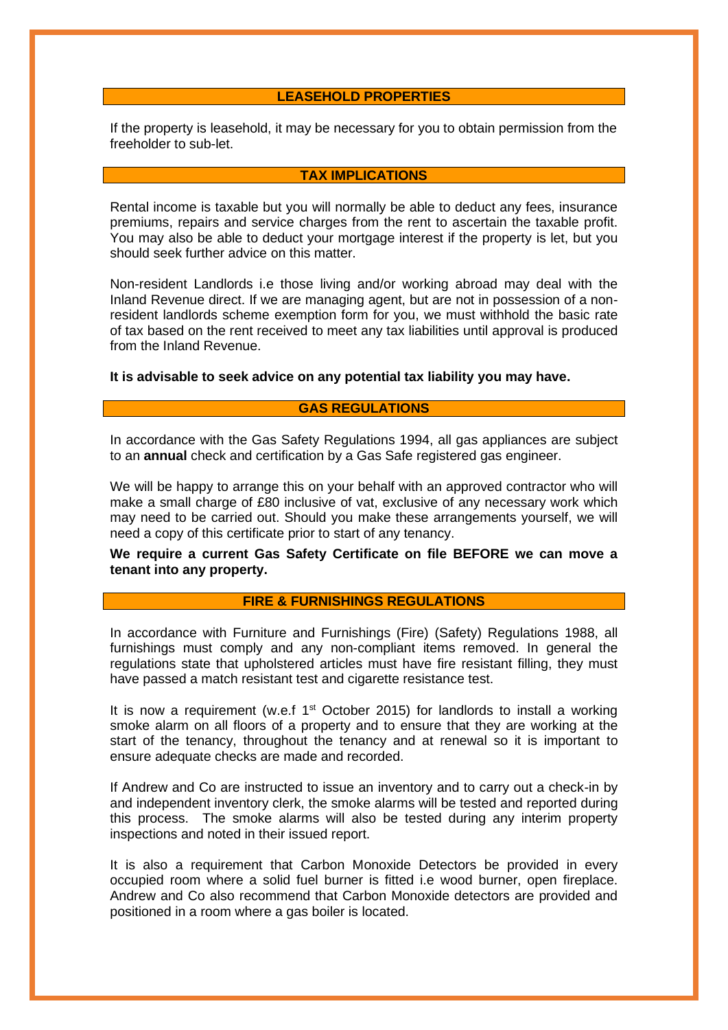## LEASEHOLD PROPERTIES

If the property is leasehold, it may be necessary for you to obtain permission from the freeholder to sub-let.

## TAX IMPLICATIONS

Rental income is taxable but you will normally be able to deduct any fees, insurance premiums, repairs and service charges from the rent to ascertain the taxable profit. You may also be able to deduct your mortgage interest if the property is let, but you should seek further advice on this matter.

Non-resident Landlords i.e those living and/or working abroad may deal with the Inland Revenue direct. If we are managing agent, but are not in possession of a non-resident landlords scheme exemption form for you, we must withhold the basic rate of tax based on the rent received to meet any tax liabilities until approval is produced from the Inland Revenue.

**It is advisable to seek advice on any potential tax liability you may have.**

## GAS REGULATIONS

In accordance with the Gas Safety Regulations 1994, all gas appliances are subject to an **annual** check and certification by a Gas Safe registered gas engineer.

We will be happy to arrange this on your behalf with an approved contractor who will make a small charge of £80 inclusive of vat, exclusive of any necessary work which may need to be carried out. Should you make these arrangements yourself, we will need a copy of this certificate prior to start of any tenancy.

**We require a current Gas Safety Certificate on file BEFORE we can move a tenant into any property.**

## FIRE & FURNISHINGS REGULATIONS

In accordance with Furniture and Furnishings (Fire) (Safety) Regulations 1988, all furnishings must comply and any non-compliant items removed. In general the regulations state that upholstered articles must have fire resistant filling, they must have passed a match resistant test and cigarette resistance test.

It is now a requirement (w.e.f 1st October 2015) for landlords to install a working smoke alarm on all floors of a property and to ensure that they are working at the start of the tenancy, throughout the tenancy and at renewal so it is important to ensure adequate checks are made and recorded.

If Andrew and Co are instructed to issue an inventory and to carry out a check-in by and independent inventory clerk, the smoke alarms will be tested and reported during this process. The smoke alarms will also be tested during any interim property inspections and noted in their issued report.

It is also a requirement that Carbon Monoxide Detectors be provided in every occupied room where a solid fuel burner is fitted i.e wood burner, open fireplace. Andrew and Co also recommend that Carbon Monoxide detectors are provided and positioned in a room where a gas boiler is located.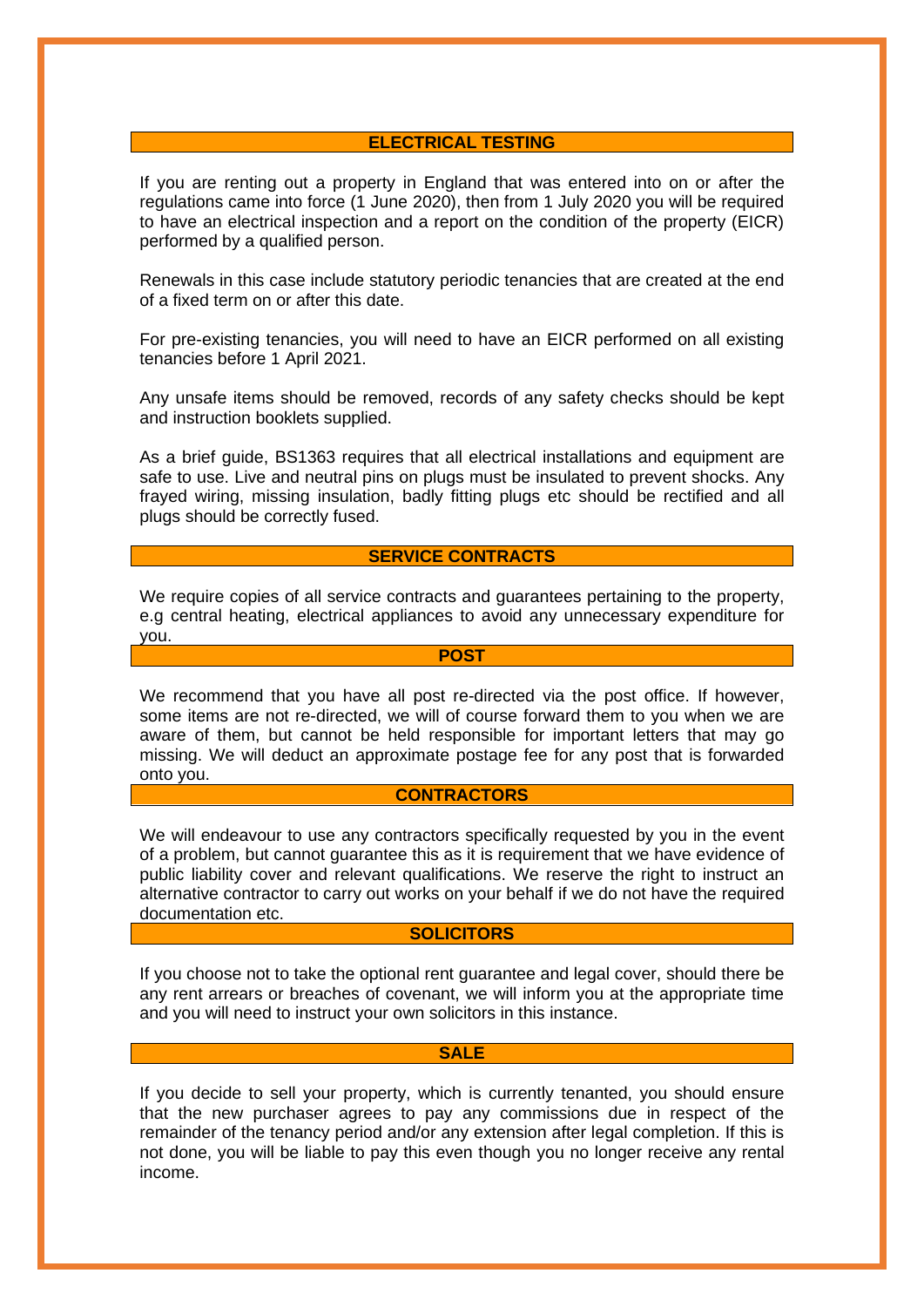## ELECTRICAL TESTING

If you are renting out a property in England that was entered into on or after the regulations came into force (1 June 2020), then from 1 July 2020 you will be required to have an electrical inspection and a report on the condition of the property (EICR) performed by a qualified person.

Renewals in this case include statutory periodic tenancies that are created at the end of a fixed term on or after this date.

For pre-existing tenancies, you will need to have an EICR performed on all existing tenancies before 1 April 2021.

Any unsafe items should be removed, records of any safety checks should be kept and instruction booklets supplied.

As a brief guide, BS1363 requires that all electrical installations and equipment are safe to use. Live and neutral pins on plugs must be insulated to prevent shocks. Any frayed wiring, missing insulation, badly fitting plugs etc should be rectified and all plugs should be correctly fused.

## SERVICE CONTRACTS

We require copies of all service contracts and guarantees pertaining to the property, e.g central heating, electrical appliances to avoid any unnecessary expenditure for you.

## POST

We recommend that you have all post re-directed via the post office. If however, some items are not re-directed, we will of course forward them to you when we are aware of them, but cannot be held responsible for important letters that may go missing. We will deduct an approximate postage fee for any post that is forwarded onto you.

## CONTRACTORS

We will endeavour to use any contractors specifically requested by you in the event of a problem, but cannot guarantee this as it is requirement that we have evidence of public liability cover and relevant qualifications. We reserve the right to instruct an alternative contractor to carry out works on your behalf if we do not have the required documentation etc.

## SOLICITORS

If you choose not to take the optional rent guarantee and legal cover, should there be any rent arrears or breaches of covenant, we will inform you at the appropriate time and you will need to instruct your own solicitors in this instance.

## SALE

If you decide to sell your property, which is currently tenanted, you should ensure that the new purchaser agrees to pay any commissions due in respect of the remainder of the tenancy period and/or any extension after legal completion. If this is not done, you will be liable to pay this even though you no longer receive any rental income.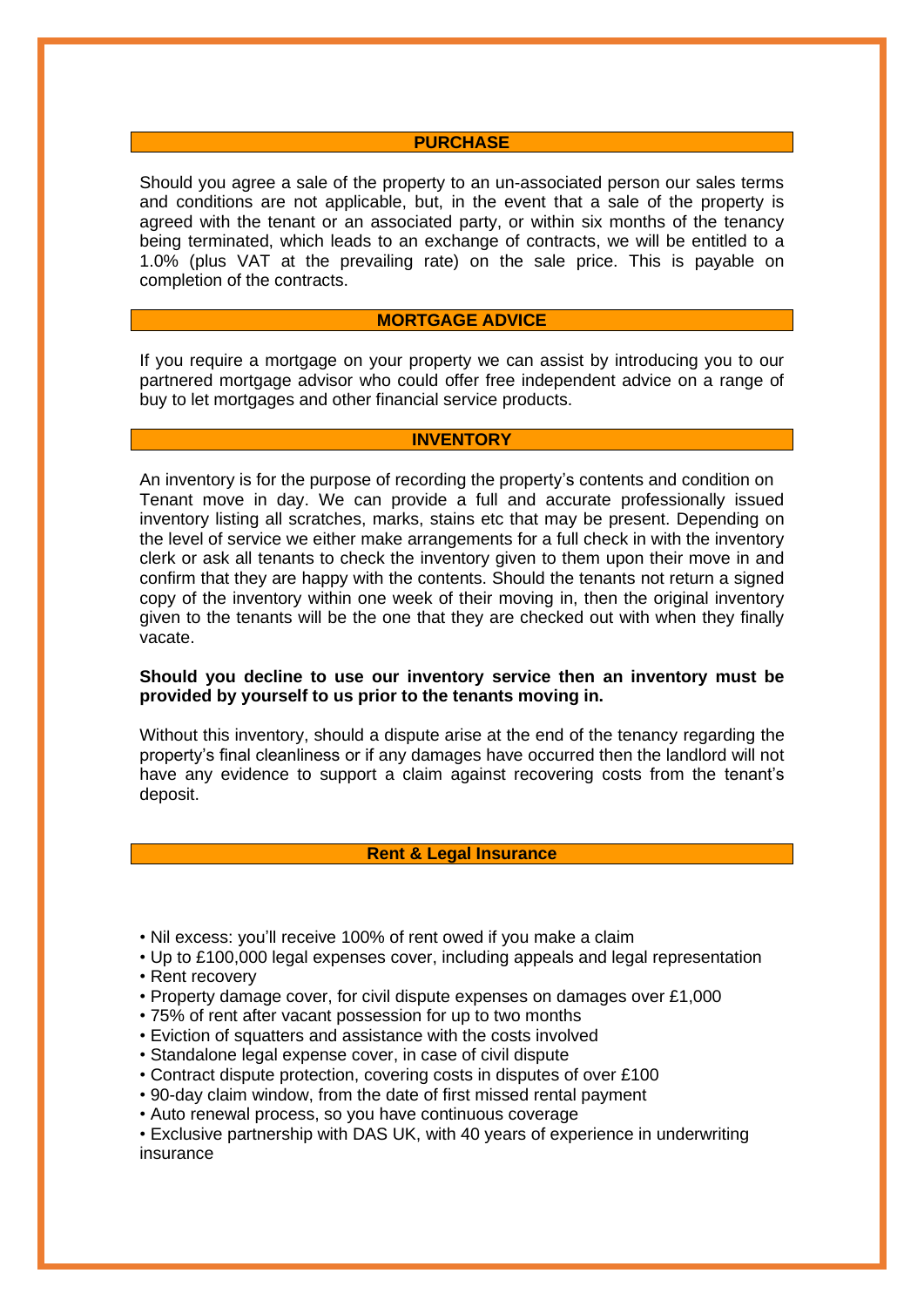## PURCHASE

Should you agree a sale of the property to an un-associated person our sales terms and conditions are not applicable, but, in the event that a sale of the property is agreed with the tenant or an associated party, or within six months of the tenancy being terminated, which leads to an exchange of contracts, we will be entitled to a 1.0% (plus VAT at the prevailing rate) on the sale price. This is payable on completion of the contracts.

## MORTGAGE ADVICE

If you require a mortgage on your property we can assist by introducing you to our partnered mortgage advisor who could offer free independent advice on a range of buy to let mortgages and other financial service products.

## INVENTORY

An inventory is for the purpose of recording the property's contents and condition on Tenant move in day. We can provide a full and accurate professionally issued inventory listing all scratches, marks, stains etc that may be present. Depending on the level of service we either make arrangements for a full check in with the inventory clerk or ask all tenants to check the inventory given to them upon their move in and confirm that they are happy with the contents. Should the tenants not return a signed copy of the inventory within one week of their moving in, then the original inventory given to the tenants will be the one that they are checked out with when they finally vacate.

**Should you decline to use our inventory service then an inventory must be provided by yourself to us prior to the tenants moving in.**

Without this inventory, should a dispute arise at the end of the tenancy regarding the property's final cleanliness or if any damages have occurred then the landlord will not have any evidence to support a claim against recovering costs from the tenant's deposit.

## Rent & Legal Insurance

- Nil excess: you'll receive 100% of rent owed if you make a claim
- Up to £100,000 legal expenses cover, including appeals and legal representation
- Rent recovery
- Property damage cover, for civil dispute expenses on damages over £1,000
- 75% of rent after vacant possession for up to two months
- Eviction of squatters and assistance with the costs involved
- Standalone legal expense cover, in case of civil dispute
- Contract dispute protection, covering costs in disputes of over £100
- 90-day claim window, from the date of first missed rental payment
- Auto renewal process, so you have continuous coverage
- Exclusive partnership with DAS UK, with 40 years of experience in underwriting insurance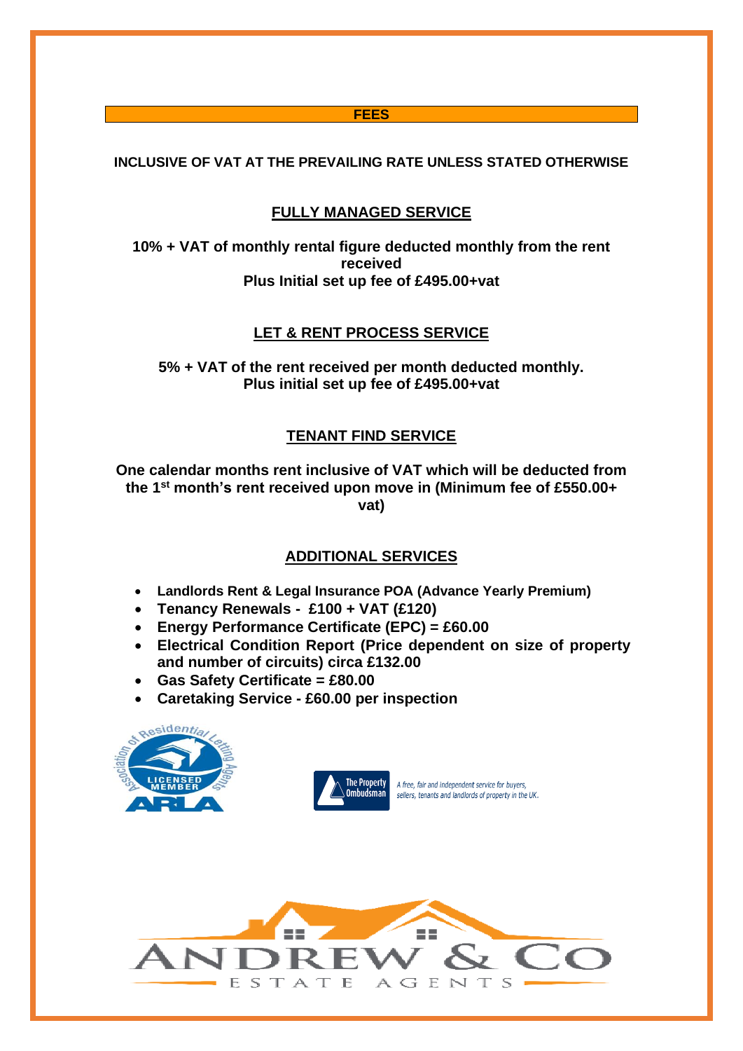## FEES

**INCLUSIVE OF VAT AT THE PREVAILING RATE UNLESS STATED OTHERWISE**

### FULLY MANAGED SERVICE

**10% + VAT of monthly rental figure deducted monthly from the rent received**
**Plus Initial set up fee of £495.00+vat**

### LET & RENT PROCESS SERVICE

**5% + VAT of the rent received per month deducted monthly.**
**Plus initial set up fee of £495.00+vat**

### TENANT FIND SERVICE

**One calendar months rent inclusive of VAT which will be deducted from the 1st month's rent received upon move in (Minimum fee of £550.00+ vat)**

### ADDITIONAL SERVICES

- **Landlords Rent & Legal Insurance POA (Advance Yearly Premium)**
- **Tenancy Renewals - £100 + VAT (£120)**
- **Energy Performance Certificate (EPC) = £60.00**
- **Electrical Condition Report (Price dependent on size of property and number of circuits) circa £132.00**
- **Gas Safety Certificate = £80.00**
- **Caretaking Service - £60.00 per inspection**

Association of Residential Letting Agents LICENSED MEMBER ARLA

The Property Ombudsman — A free, fair and independent service for buyers, sellers, tenants and landlords of property in the UK.

ANDREW & CO ESTATE AGENTS